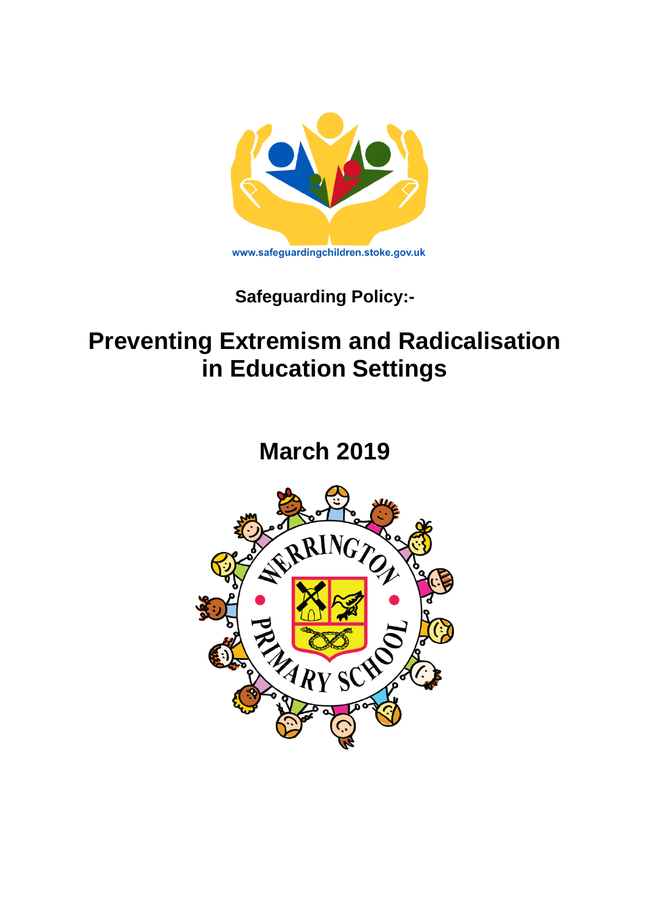www.safeguardingchildren.stoke.gov.uk

**Safeguarding Policy:-**

# Preventing Extremism and Radicalisation in Education Settings

## March 2019

WERRINGTON PRIMARY SCHOOL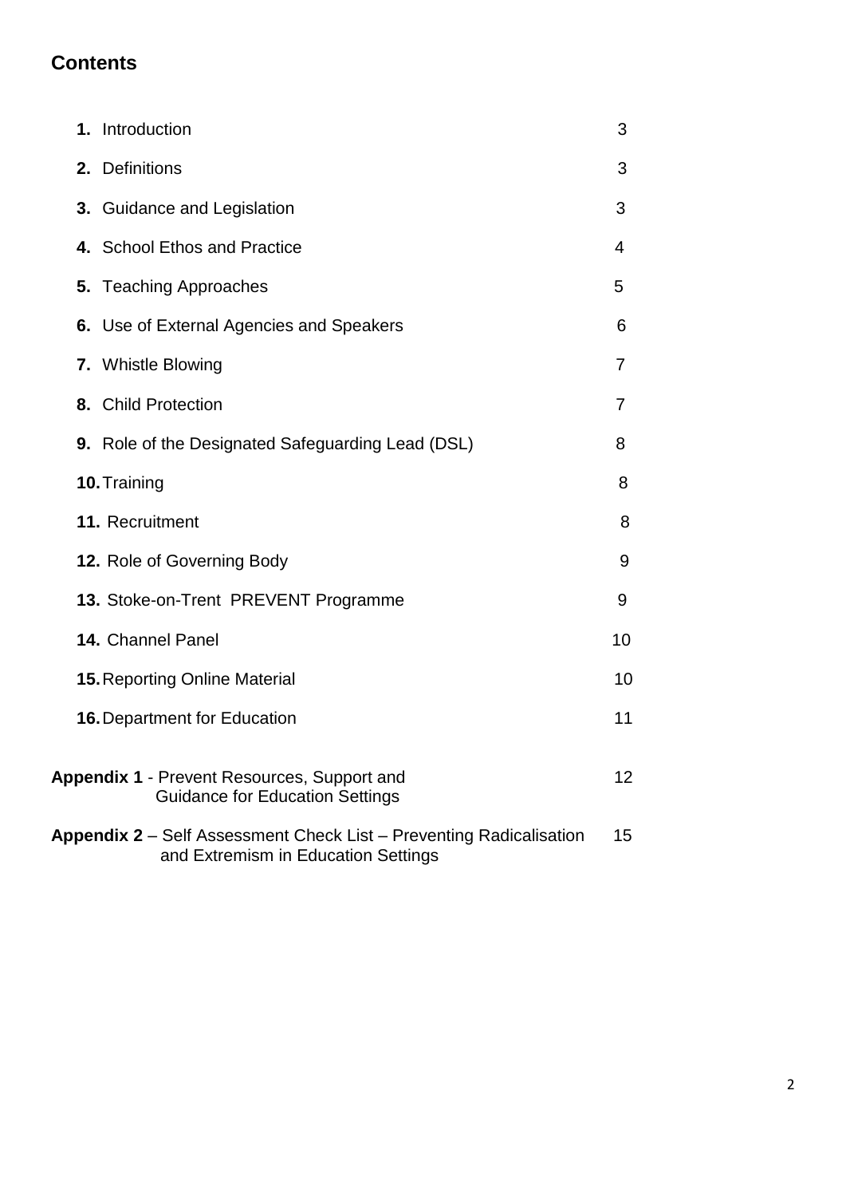## Contents

| | |
|---|---|
| **1.** Introduction | 3 |
| **2.** Definitions | 3 |
| **3.** Guidance and Legislation | 3 |
| **4.** School Ethos and Practice | 4 |
| **5.** Teaching Approaches | 5 |
| **6.** Use of External Agencies and Speakers | 6 |
| **7.** Whistle Blowing | 7 |
| **8.** Child Protection | 7 |
| **9.** Role of the Designated Safeguarding Lead (DSL) | 8 |
| **10.** Training | 8 |
| **11.** Recruitment | 8 |
| **12.** Role of Governing Body | 9 |
| **13.** Stoke-on-Trent PREVENT Programme | 9 |
| **14.** Channel Panel | 10 |
| **15.** Reporting Online Material | 10 |
| **16.** Department for Education | 11 |
| **Appendix 1** - Prevent Resources, Support and Guidance for Education Settings | 12 |
| **Appendix 2** – Self Assessment Check List – Preventing Radicalisation and Extremism in Education Settings | 15 |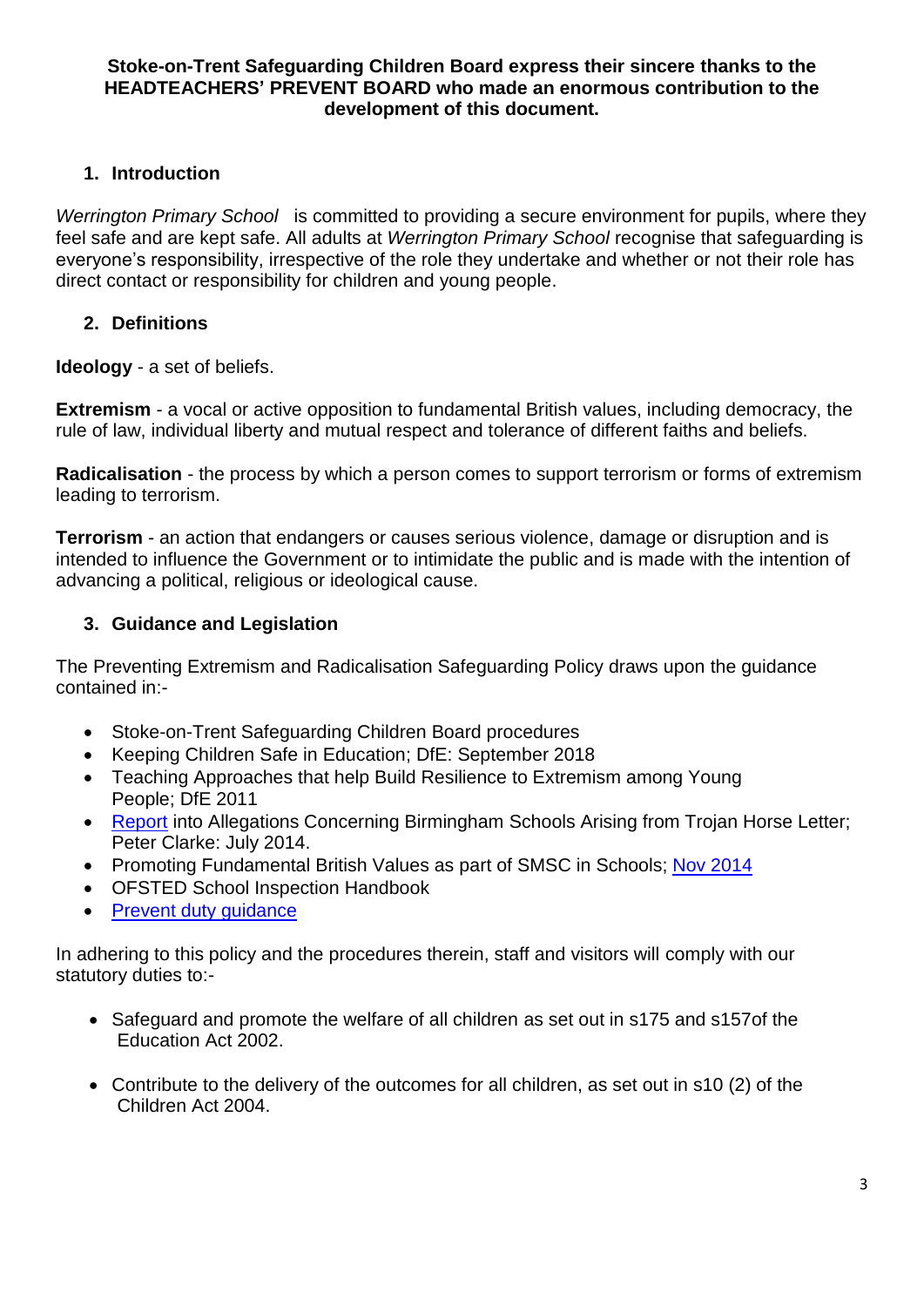**Stoke-on-Trent Safeguarding Children Board express their sincere thanks to the HEADTEACHERS' PREVENT BOARD who made an enormous contribution to the development of this document.**

## 1. Introduction

*Werrington Primary School* is committed to providing a secure environment for pupils, where they feel safe and are kept safe. All adults at *Werrington Primary School* recognise that safeguarding is everyone's responsibility, irrespective of the role they undertake and whether or not their role has direct contact or responsibility for children and young people.

## 2. Definitions

**Ideology** - a set of beliefs.

**Extremism** - a vocal or active opposition to fundamental British values, including democracy, the rule of law, individual liberty and mutual respect and tolerance of different faiths and beliefs.

**Radicalisation** - the process by which a person comes to support terrorism or forms of extremism leading to terrorism.

**Terrorism** - an action that endangers or causes serious violence, damage or disruption and is intended to influence the Government or to intimidate the public and is made with the intention of advancing a political, religious or ideological cause.

## 3. Guidance and Legislation

The Preventing Extremism and Radicalisation Safeguarding Policy draws upon the guidance contained in:-

- Stoke-on-Trent Safeguarding Children Board procedures
- Keeping Children Safe in Education; DfE: September 2018
- Teaching Approaches that help Build Resilience to Extremism among Young People; DfE 2011
- Report into Allegations Concerning Birmingham Schools Arising from Trojan Horse Letter; Peter Clarke: July 2014.
- Promoting Fundamental British Values as part of SMSC in Schools; Nov 2014
- OFSTED School Inspection Handbook
- Prevent duty guidance

In adhering to this policy and the procedures therein, staff and visitors will comply with our statutory duties to:-

- Safeguard and promote the welfare of all children as set out in s175 and s157of the Education Act 2002.
- Contribute to the delivery of the outcomes for all children, as set out in s10 (2) of the Children Act 2004.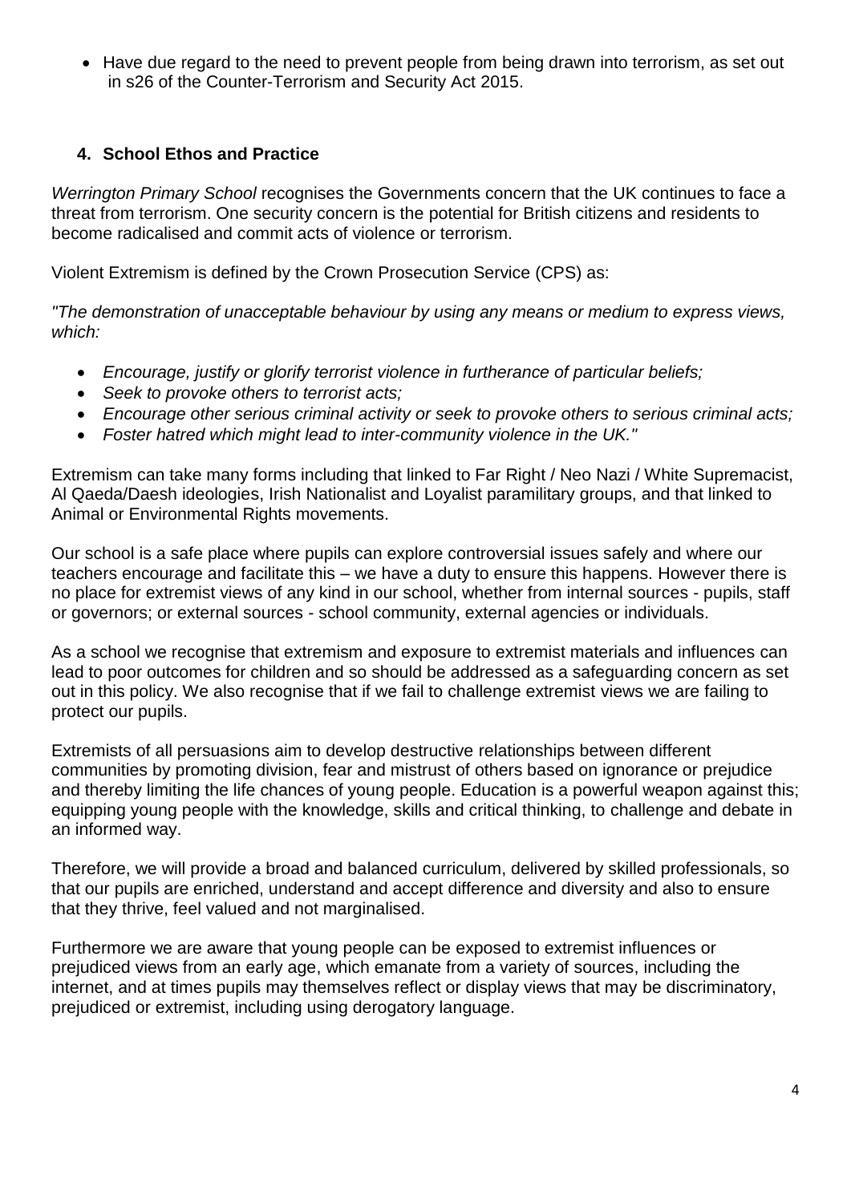- Have due regard to the need to prevent people from being drawn into terrorism, as set out in s26 of the Counter-Terrorism and Security Act 2015.

## 4. School Ethos and Practice

*Werrington Primary School* recognises the Governments concern that the UK continues to face a threat from terrorism. One security concern is the potential for British citizens and residents to become radicalised and commit acts of violence or terrorism.

Violent Extremism is defined by the Crown Prosecution Service (CPS) as:

*"The demonstration of unacceptable behaviour by using any means or medium to express views, which:*

- *Encourage, justify or glorify terrorist violence in furtherance of particular beliefs;*
- *Seek to provoke others to terrorist acts;*
- *Encourage other serious criminal activity or seek to provoke others to serious criminal acts;*
- *Foster hatred which might lead to inter-community violence in the UK."*

Extremism can take many forms including that linked to Far Right / Neo Nazi / White Supremacist, Al Qaeda/Daesh ideologies, Irish Nationalist and Loyalist paramilitary groups, and that linked to Animal or Environmental Rights movements.

Our school is a safe place where pupils can explore controversial issues safely and where our teachers encourage and facilitate this – we have a duty to ensure this happens. However there is no place for extremist views of any kind in our school, whether from internal sources - pupils, staff or governors; or external sources - school community, external agencies or individuals.

As a school we recognise that extremism and exposure to extremist materials and influences can lead to poor outcomes for children and so should be addressed as a safeguarding concern as set out in this policy. We also recognise that if we fail to challenge extremist views we are failing to protect our pupils.

Extremists of all persuasions aim to develop destructive relationships between different communities by promoting division, fear and mistrust of others based on ignorance or prejudice and thereby limiting the life chances of young people. Education is a powerful weapon against this; equipping young people with the knowledge, skills and critical thinking, to challenge and debate in an informed way.

Therefore, we will provide a broad and balanced curriculum, delivered by skilled professionals, so that our pupils are enriched, understand and accept difference and diversity and also to ensure that they thrive, feel valued and not marginalised.

Furthermore we are aware that young people can be exposed to extremist influences or prejudiced views from an early age, which emanate from a variety of sources, including the internet, and at times pupils may themselves reflect or display views that may be discriminatory, prejudiced or extremist, including using derogatory language.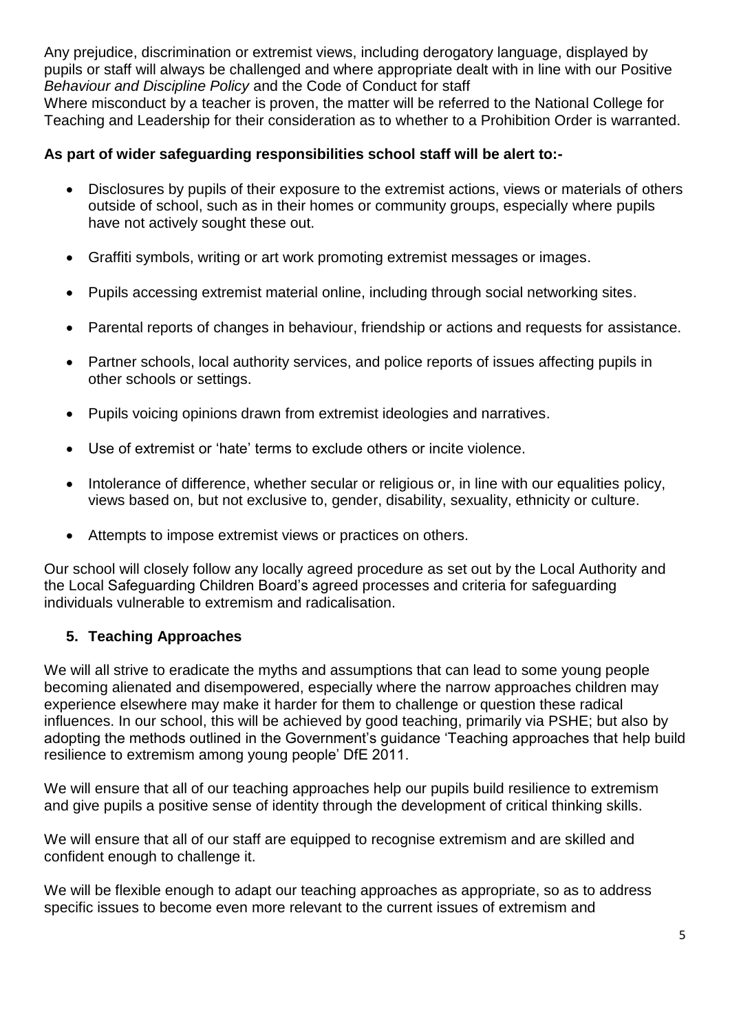Any prejudice, discrimination or extremist views, including derogatory language, displayed by pupils or staff will always be challenged and where appropriate dealt with in line with our Positive *Behaviour and Discipline Policy* and the Code of Conduct for staff
Where misconduct by a teacher is proven, the matter will be referred to the National College for Teaching and Leadership for their consideration as to whether to a Prohibition Order is warranted.

**As part of wider safeguarding responsibilities school staff will be alert to:-**

- Disclosures by pupils of their exposure to the extremist actions, views or materials of others outside of school, such as in their homes or community groups, especially where pupils have not actively sought these out.
- Graffiti symbols, writing or art work promoting extremist messages or images.
- Pupils accessing extremist material online, including through social networking sites.
- Parental reports of changes in behaviour, friendship or actions and requests for assistance.
- Partner schools, local authority services, and police reports of issues affecting pupils in other schools or settings.
- Pupils voicing opinions drawn from extremist ideologies and narratives.
- Use of extremist or 'hate' terms to exclude others or incite violence.
- Intolerance of difference, whether secular or religious or, in line with our equalities policy, views based on, but not exclusive to, gender, disability, sexuality, ethnicity or culture.
- Attempts to impose extremist views or practices on others.

Our school will closely follow any locally agreed procedure as set out by the Local Authority and the Local Safeguarding Children Board's agreed processes and criteria for safeguarding individuals vulnerable to extremism and radicalisation.

## 5. Teaching Approaches

We will all strive to eradicate the myths and assumptions that can lead to some young people becoming alienated and disempowered, especially where the narrow approaches children may experience elsewhere may make it harder for them to challenge or question these radical influences. In our school, this will be achieved by good teaching, primarily via PSHE; but also by adopting the methods outlined in the Government's guidance 'Teaching approaches that help build resilience to extremism among young people' DfE 2011.

We will ensure that all of our teaching approaches help our pupils build resilience to extremism and give pupils a positive sense of identity through the development of critical thinking skills.

We will ensure that all of our staff are equipped to recognise extremism and are skilled and confident enough to challenge it.

We will be flexible enough to adapt our teaching approaches as appropriate, so as to address specific issues to become even more relevant to the current issues of extremism and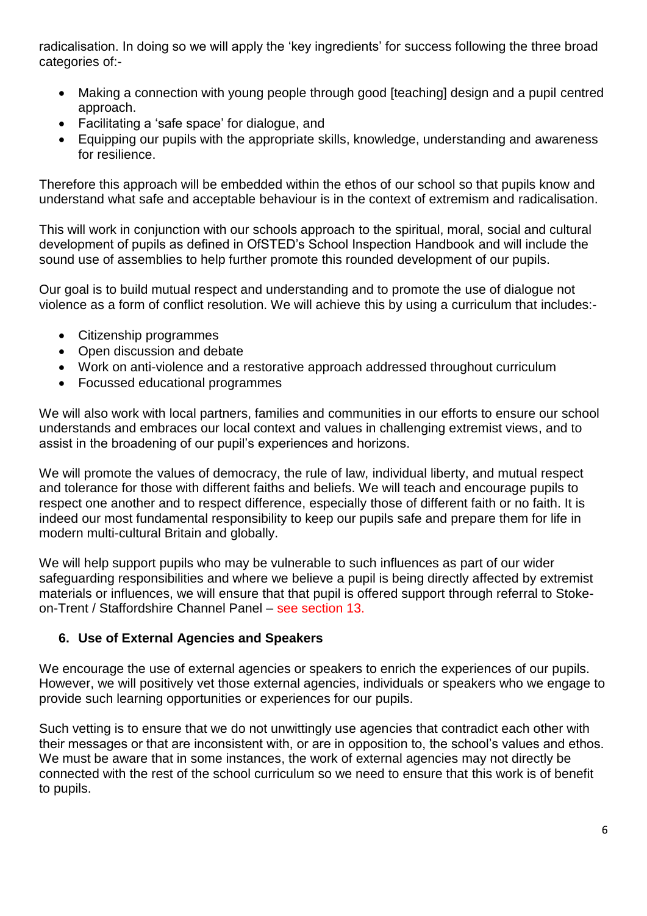radicalisation. In doing so we will apply the 'key ingredients' for success following the three broad categories of:-

- Making a connection with young people through good [teaching] design and a pupil centred approach.
- Facilitating a 'safe space' for dialogue, and
- Equipping our pupils with the appropriate skills, knowledge, understanding and awareness for resilience.

Therefore this approach will be embedded within the ethos of our school so that pupils know and understand what safe and acceptable behaviour is in the context of extremism and radicalisation.

This will work in conjunction with our schools approach to the spiritual, moral, social and cultural development of pupils as defined in OfSTED's School Inspection Handbook and will include the sound use of assemblies to help further promote this rounded development of our pupils.

Our goal is to build mutual respect and understanding and to promote the use of dialogue not violence as a form of conflict resolution. We will achieve this by using a curriculum that includes:-

- Citizenship programmes
- Open discussion and debate
- Work on anti-violence and a restorative approach addressed throughout curriculum
- Focussed educational programmes

We will also work with local partners, families and communities in our efforts to ensure our school understands and embraces our local context and values in challenging extremist views, and to assist in the broadening of our pupil's experiences and horizons.

We will promote the values of democracy, the rule of law, individual liberty, and mutual respect and tolerance for those with different faiths and beliefs. We will teach and encourage pupils to respect one another and to respect difference, especially those of different faith or no faith. It is indeed our most fundamental responsibility to keep our pupils safe and prepare them for life in modern multi-cultural Britain and globally.

We will help support pupils who may be vulnerable to such influences as part of our wider safeguarding responsibilities and where we believe a pupil is being directly affected by extremist materials or influences, we will ensure that that pupil is offered support through referral to Stoke-on-Trent / Staffordshire Channel Panel – see section 13.

## 6. Use of External Agencies and Speakers

We encourage the use of external agencies or speakers to enrich the experiences of our pupils. However, we will positively vet those external agencies, individuals or speakers who we engage to provide such learning opportunities or experiences for our pupils.

Such vetting is to ensure that we do not unwittingly use agencies that contradict each other with their messages or that are inconsistent with, or are in opposition to, the school's values and ethos. We must be aware that in some instances, the work of external agencies may not directly be connected with the rest of the school curriculum so we need to ensure that this work is of benefit to pupils.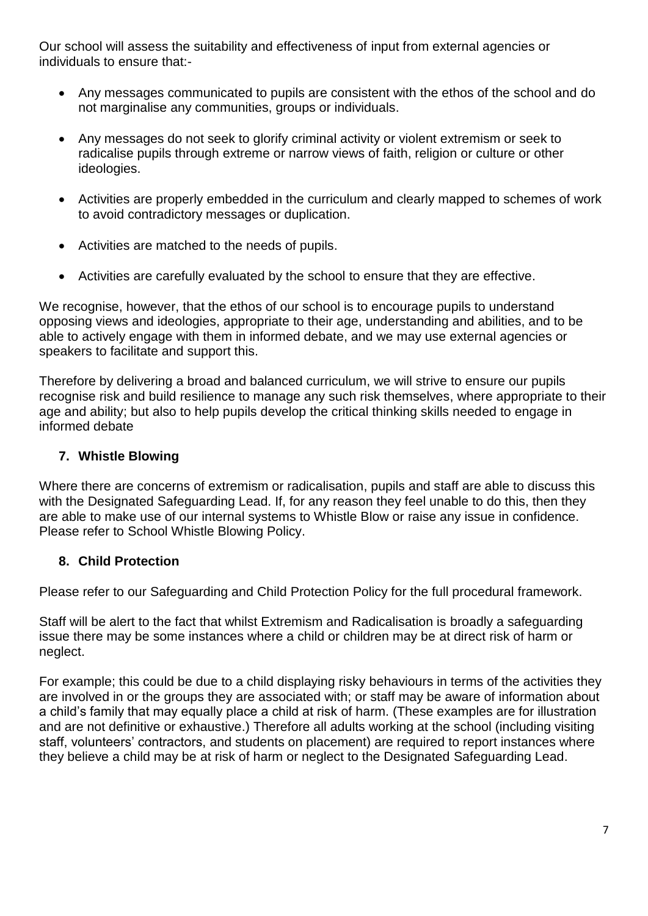Our school will assess the suitability and effectiveness of input from external agencies or individuals to ensure that:-

- Any messages communicated to pupils are consistent with the ethos of the school and do not marginalise any communities, groups or individuals.
- Any messages do not seek to glorify criminal activity or violent extremism or seek to radicalise pupils through extreme or narrow views of faith, religion or culture or other ideologies.
- Activities are properly embedded in the curriculum and clearly mapped to schemes of work to avoid contradictory messages or duplication.
- Activities are matched to the needs of pupils.
- Activities are carefully evaluated by the school to ensure that they are effective.

We recognise, however, that the ethos of our school is to encourage pupils to understand opposing views and ideologies, appropriate to their age, understanding and abilities, and to be able to actively engage with them in informed debate, and we may use external agencies or speakers to facilitate and support this.

Therefore by delivering a broad and balanced curriculum, we will strive to ensure our pupils recognise risk and build resilience to manage any such risk themselves, where appropriate to their age and ability; but also to help pupils develop the critical thinking skills needed to engage in informed debate

## 7. Whistle Blowing

Where there are concerns of extremism or radicalisation, pupils and staff are able to discuss this with the Designated Safeguarding Lead. If, for any reason they feel unable to do this, then they are able to make use of our internal systems to Whistle Blow or raise any issue in confidence. Please refer to School Whistle Blowing Policy.

## 8. Child Protection

Please refer to our Safeguarding and Child Protection Policy for the full procedural framework.

Staff will be alert to the fact that whilst Extremism and Radicalisation is broadly a safeguarding issue there may be some instances where a child or children may be at direct risk of harm or neglect.

For example; this could be due to a child displaying risky behaviours in terms of the activities they are involved in or the groups they are associated with; or staff may be aware of information about a child's family that may equally place a child at risk of harm. (These examples are for illustration and are not definitive or exhaustive.) Therefore all adults working at the school (including visiting staff, volunteers' contractors, and students on placement) are required to report instances where they believe a child may be at risk of harm or neglect to the Designated Safeguarding Lead.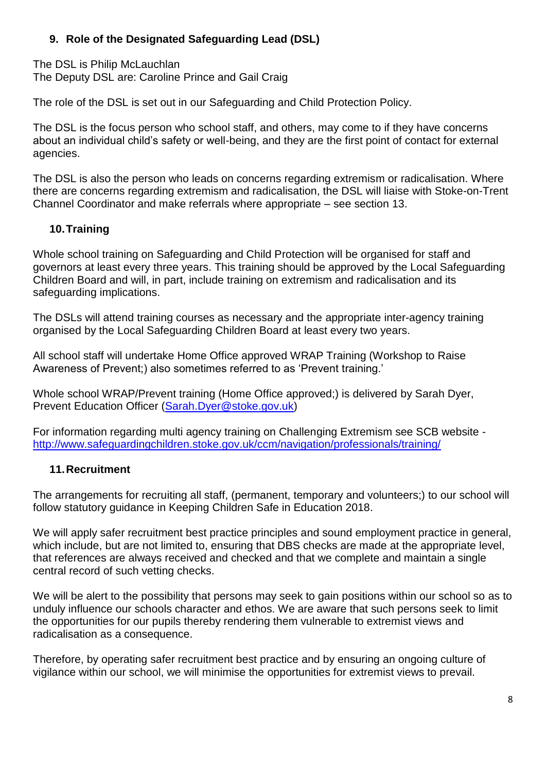## 9. Role of the Designated Safeguarding Lead (DSL)

The DSL is Philip McLauchlan
The Deputy DSL are: Caroline Prince and Gail Craig

The role of the DSL is set out in our Safeguarding and Child Protection Policy.

The DSL is the focus person who school staff, and others, may come to if they have concerns about an individual child's safety or well-being, and they are the first point of contact for external agencies.

The DSL is also the person who leads on concerns regarding extremism or radicalisation. Where there are concerns regarding extremism and radicalisation, the DSL will liaise with Stoke-on-Trent Channel Coordinator and make referrals where appropriate – see section 13.

## 10. Training

Whole school training on Safeguarding and Child Protection will be organised for staff and governors at least every three years. This training should be approved by the Local Safeguarding Children Board and will, in part, include training on extremism and radicalisation and its safeguarding implications.

The DSLs will attend training courses as necessary and the appropriate inter-agency training organised by the Local Safeguarding Children Board at least every two years.

All school staff will undertake Home Office approved WRAP Training (Workshop to Raise Awareness of Prevent;) also sometimes referred to as 'Prevent training.'

Whole school WRAP/Prevent training (Home Office approved;) is delivered by Sarah Dyer, Prevent Education Officer (Sarah.Dyer@stoke.gov.uk)

For information regarding multi agency training on Challenging Extremism see SCB website - http://www.safeguardingchildren.stoke.gov.uk/ccm/navigation/professionals/training/

## 11. Recruitment

The arrangements for recruiting all staff, (permanent, temporary and volunteers;) to our school will follow statutory guidance in Keeping Children Safe in Education 2018.

We will apply safer recruitment best practice principles and sound employment practice in general, which include, but are not limited to, ensuring that DBS checks are made at the appropriate level, that references are always received and checked and that we complete and maintain a single central record of such vetting checks.

We will be alert to the possibility that persons may seek to gain positions within our school so as to unduly influence our schools character and ethos. We are aware that such persons seek to limit the opportunities for our pupils thereby rendering them vulnerable to extremist views and radicalisation as a consequence.

Therefore, by operating safer recruitment best practice and by ensuring an ongoing culture of vigilance within our school, we will minimise the opportunities for extremist views to prevail.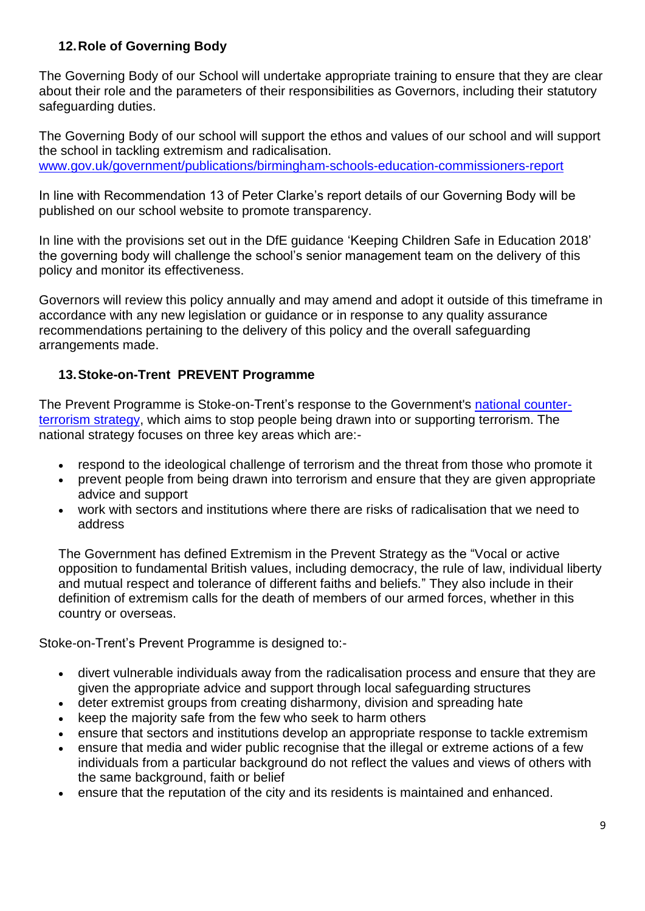## 12. Role of Governing Body

The Governing Body of our School will undertake appropriate training to ensure that they are clear about their role and the parameters of their responsibilities as Governors, including their statutory safeguarding duties.

The Governing Body of our school will support the ethos and values of our school and will support the school in tackling extremism and radicalisation.
www.gov.uk/government/publications/birmingham-schools-education-commissioners-report

In line with Recommendation 13 of Peter Clarke's report details of our Governing Body will be published on our school website to promote transparency.

In line with the provisions set out in the DfE guidance 'Keeping Children Safe in Education 2018' the governing body will challenge the school's senior management team on the delivery of this policy and monitor its effectiveness.

Governors will review this policy annually and may amend and adopt it outside of this timeframe in accordance with any new legislation or guidance or in response to any quality assurance recommendations pertaining to the delivery of this policy and the overall safeguarding arrangements made.

## 13. Stoke-on-Trent PREVENT Programme

The Prevent Programme is Stoke-on-Trent's response to the Government's national counter-terrorism strategy, which aims to stop people being drawn into or supporting terrorism. The national strategy focuses on three key areas which are:-

- respond to the ideological challenge of terrorism and the threat from those who promote it
- prevent people from being drawn into terrorism and ensure that they are given appropriate advice and support
- work with sectors and institutions where there are risks of radicalisation that we need to address

The Government has defined Extremism in the Prevent Strategy as the "Vocal or active opposition to fundamental British values, including democracy, the rule of law, individual liberty and mutual respect and tolerance of different faiths and beliefs." They also include in their definition of extremism calls for the death of members of our armed forces, whether in this country or overseas.

Stoke-on-Trent's Prevent Programme is designed to:-

- divert vulnerable individuals away from the radicalisation process and ensure that they are given the appropriate advice and support through local safeguarding structures
- deter extremist groups from creating disharmony, division and spreading hate
- keep the majority safe from the few who seek to harm others
- ensure that sectors and institutions develop an appropriate response to tackle extremism
- ensure that media and wider public recognise that the illegal or extreme actions of a few individuals from a particular background do not reflect the values and views of others with the same background, faith or belief
- ensure that the reputation of the city and its residents is maintained and enhanced.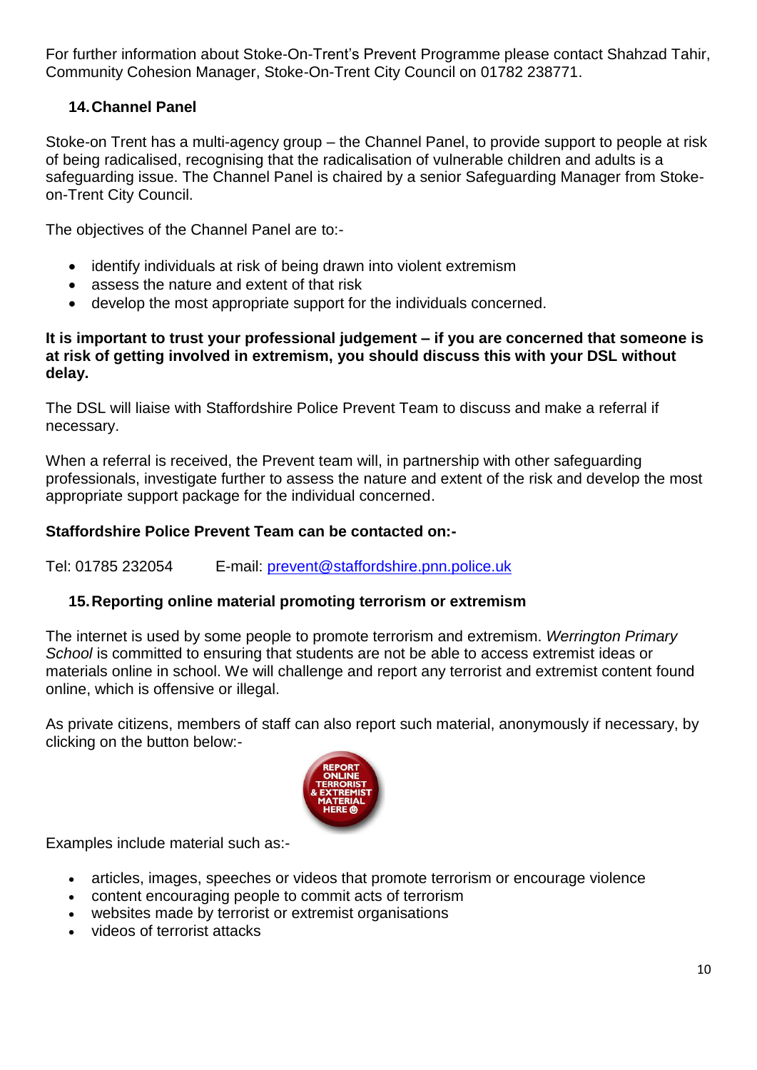For further information about Stoke-On-Trent's Prevent Programme please contact Shahzad Tahir, Community Cohesion Manager, Stoke-On-Trent City Council on 01782 238771.

## 14. Channel Panel

Stoke-on Trent has a multi-agency group – the Channel Panel, to provide support to people at risk of being radicalised, recognising that the radicalisation of vulnerable children and adults is a safeguarding issue. The Channel Panel is chaired by a senior Safeguarding Manager from Stoke-on-Trent City Council.

The objectives of the Channel Panel are to:-

- identify individuals at risk of being drawn into violent extremism
- assess the nature and extent of that risk
- develop the most appropriate support for the individuals concerned.

**It is important to trust your professional judgement – if you are concerned that someone is at risk of getting involved in extremism, you should discuss this with your DSL without delay.**

The DSL will liaise with Staffordshire Police Prevent Team to discuss and make a referral if necessary.

When a referral is received, the Prevent team will, in partnership with other safeguarding professionals, investigate further to assess the nature and extent of the risk and develop the most appropriate support package for the individual concerned.

**Staffordshire Police Prevent Team can be contacted on:-**

Tel: 01785 232054 E-mail: prevent@staffordshire.pnn.police.uk

## 15. Reporting online material promoting terrorism or extremism

The internet is used by some people to promote terrorism and extremism. *Werrington Primary School* is committed to ensuring that students are not be able to access extremist ideas or materials online in school. We will challenge and report any terrorist and extremist content found online, which is offensive or illegal.

As private citizens, members of staff can also report such material, anonymously if necessary, by clicking on the button below:-

REPORT ONLINE TERRORIST & EXTREMIST MATERIAL HERE

Examples include material such as:-

- articles, images, speeches or videos that promote terrorism or encourage violence
- content encouraging people to commit acts of terrorism
- websites made by terrorist or extremist organisations
- videos of terrorist attacks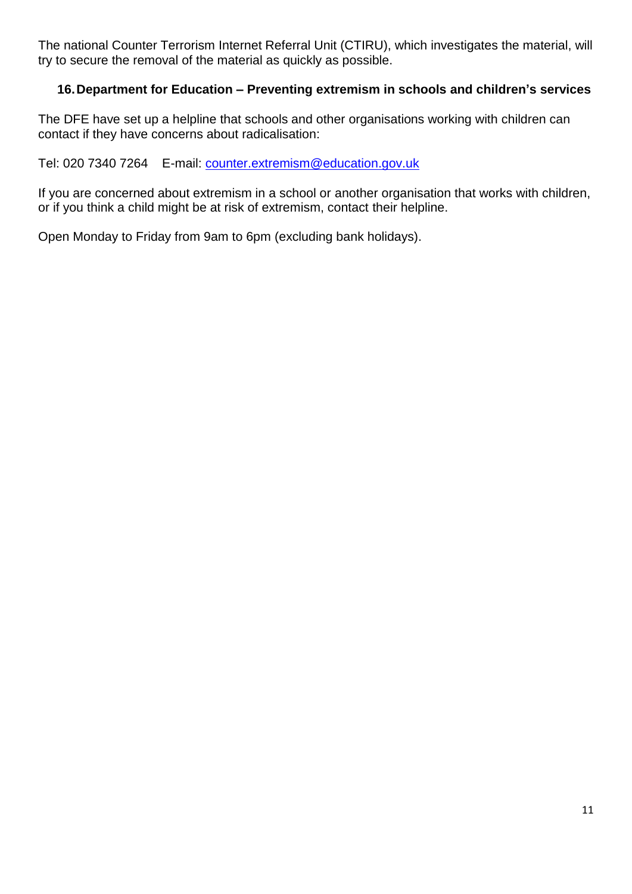The national Counter Terrorism Internet Referral Unit (CTIRU), which investigates the material, will try to secure the removal of the material as quickly as possible.

## 16. Department for Education – Preventing extremism in schools and children's services

The DFE have set up a helpline that schools and other organisations working with children can contact if they have concerns about radicalisation:

Tel: 020 7340 7264    E-mail: counter.extremism@education.gov.uk

If you are concerned about extremism in a school or another organisation that works with children, or if you think a child might be at risk of extremism, contact their helpline.

Open Monday to Friday from 9am to 6pm (excluding bank holidays).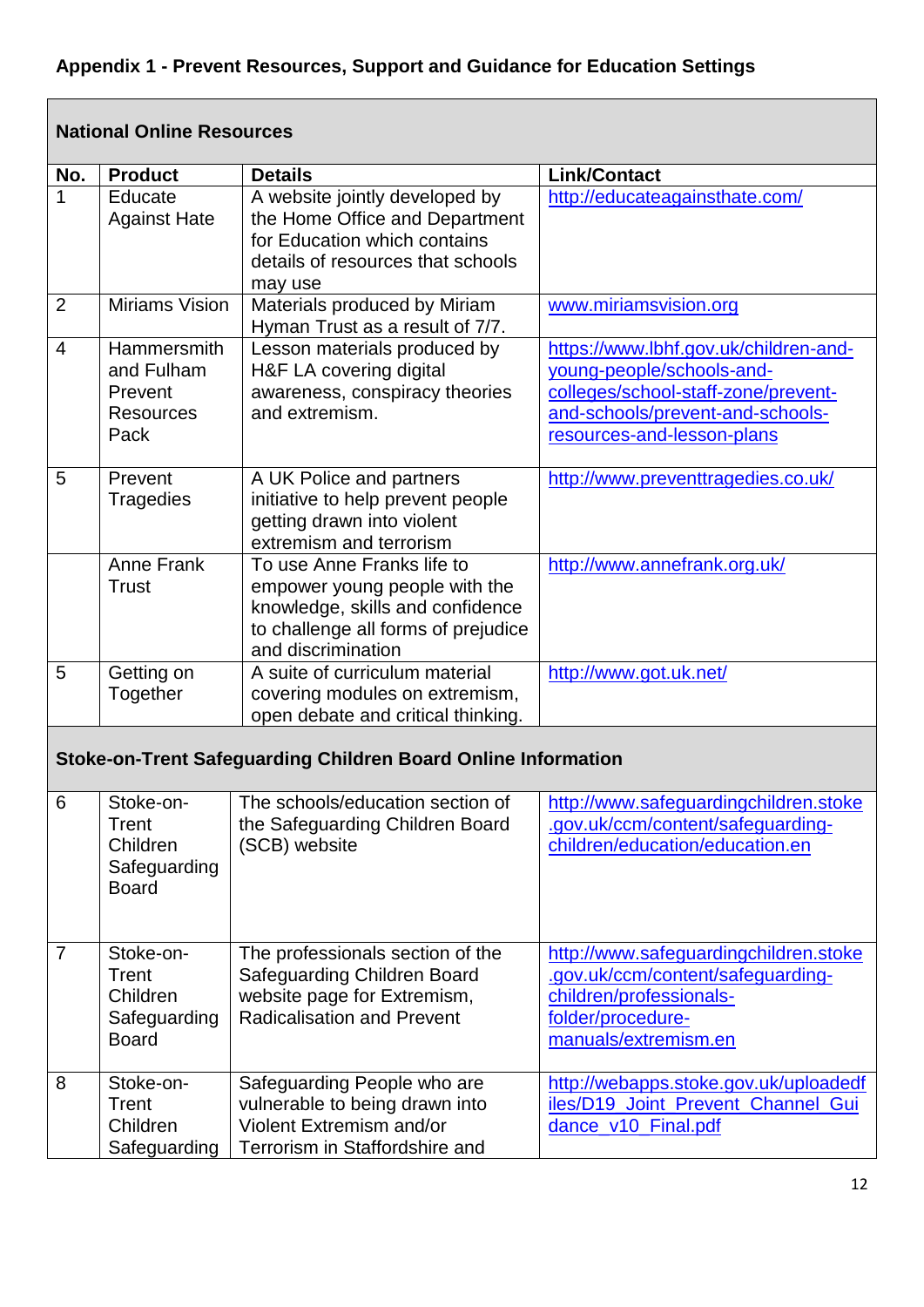## Appendix 1 - Prevent Resources, Support and Guidance for Education Settings

| **National Online Resources** | | | |
|---|---|---|---|
| **No.** | **Product** | **Details** | **Link/Contact** |
| 1 | Educate Against Hate | A website jointly developed by the Home Office and Department for Education which contains details of resources that schools may use | http://educateagainsthate.com/ |
| 2 | Miriams Vision | Materials produced by Miriam Hyman Trust as a result of 7/7. | www.miriamsvision.org |
| 4 | Hammersmith and Fulham Prevent Resources Pack | Lesson materials produced by H&F LA covering digital awareness, conspiracy theories and extremism. | https://www.lbhf.gov.uk/children-and-young-people/schools-and-colleges/school-staff-zone/prevent-and-schools/prevent-and-schools-resources-and-lesson-plans |
| 5 | Prevent Tragedies | A UK Police and partners initiative to help prevent people getting drawn into violent extremism and terrorism | http://www.preventtragedies.co.uk/ |
| | Anne Frank Trust | To use Anne Franks life to empower young people with the knowledge, skills and confidence to challenge all forms of prejudice and discrimination | http://www.annefrank.org.uk/ |
| 5 | Getting on Together | A suite of curriculum material covering modules on extremism, open debate and critical thinking. | http://www.got.uk.net/ |
| **Stoke-on-Trent Safeguarding Children Board Online Information** | | | |
| 6 | Stoke-on-Trent Children Safeguarding Board | The schools/education section of the Safeguarding Children Board (SCB) website | http://www.safeguardingchildren.stoke.gov.uk/ccm/content/safeguarding-children/education/education.en |
| 7 | Stoke-on-Trent Children Safeguarding Board | The professionals section of the Safeguarding Children Board website page for Extremism, Radicalisation and Prevent | http://www.safeguardingchildren.stoke.gov.uk/ccm/content/safeguarding-children/professionals-folder/procedure-manuals/extremism.en |
| 8 | Stoke-on-Trent Children Safeguarding | Safeguarding People who are vulnerable to being drawn into Violent Extremism and/or Terrorism in Staffordshire and | http://webapps.stoke.gov.uk/uploadedfiles/D19_Joint_Prevent_Channel_Guidance_v10_Final.pdf |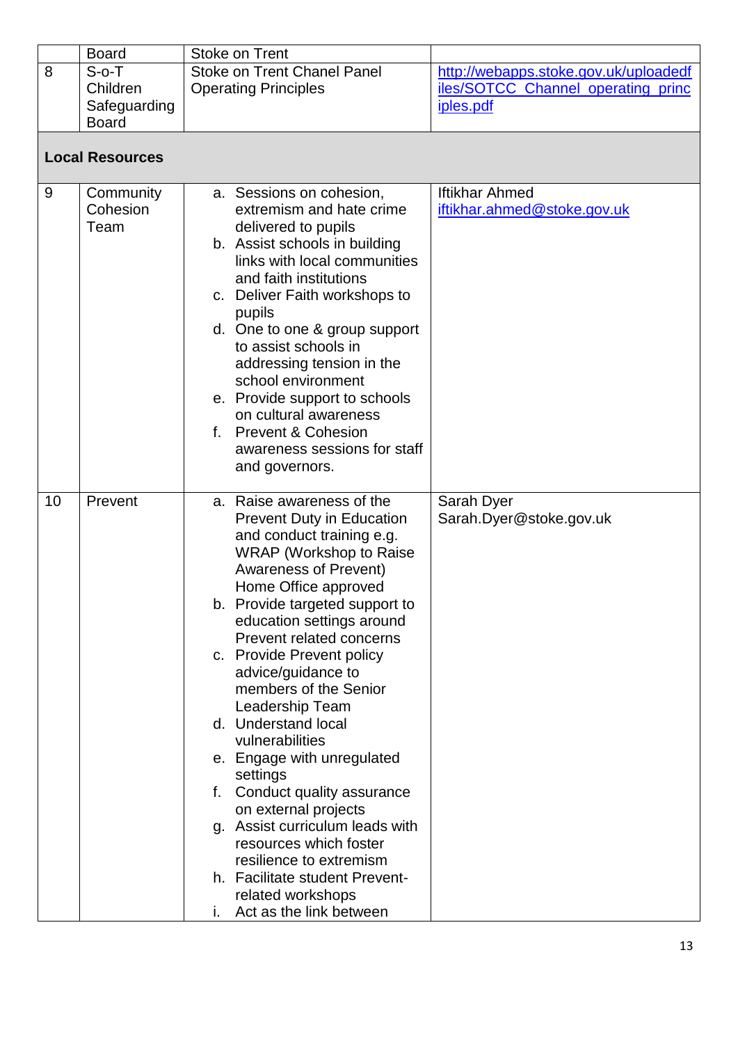| | | | |
|---|---|---|---|
| | Board | Stoke on Trent | |
| 8 | S-o-T Children Safeguarding Board | Stoke on Trent Chanel Panel Operating Principles | http://webapps.stoke.gov.uk/uploadedfiles/SOTCC_Channel_operating_principles.pdf |
| **Local Resources** | | | |
| 9 | Community Cohesion Team | a. Sessions on cohesion, extremism and hate crime delivered to pupils<br>b. Assist schools in building links with local communities and faith institutions<br>c. Deliver Faith workshops to pupils<br>d. One to one & group support to assist schools in addressing tension in the school environment<br>e. Provide support to schools on cultural awareness<br>f. Prevent & Cohesion awareness sessions for staff and governors. | Iftikhar Ahmed<br>iftikhar.ahmed@stoke.gov.uk |
| 10 | Prevent | a. Raise awareness of the Prevent Duty in Education and conduct training e.g. WRAP (Workshop to Raise Awareness of Prevent) Home Office approved<br>b. Provide targeted support to education settings around Prevent related concerns<br>c. Provide Prevent policy advice/guidance to members of the Senior Leadership Team<br>d. Understand local vulnerabilities<br>e. Engage with unregulated settings<br>f. Conduct quality assurance on external projects<br>g. Assist curriculum leads with resources which foster resilience to extremism<br>h. Facilitate student Prevent-related workshops<br>i. Act as the link between | Sarah Dyer<br>Sarah.Dyer@stoke.gov.uk |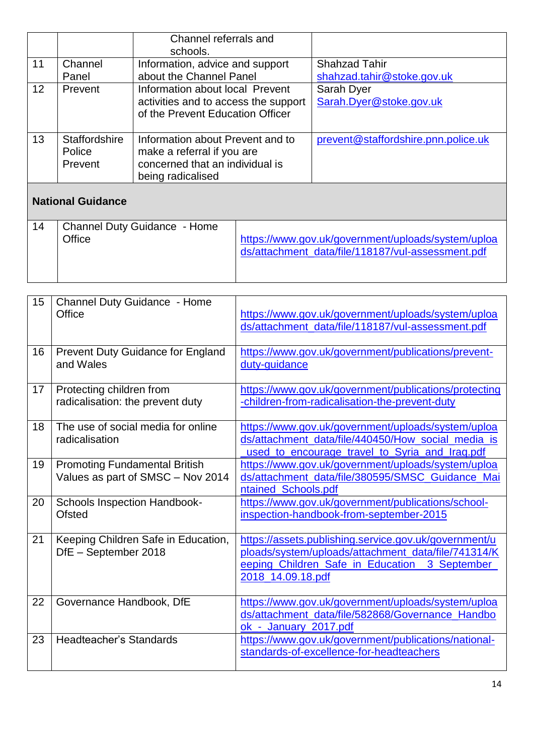|  |  | Channel referrals and schools. |  |
|---|---|---|---|
| 11 | Channel Panel | Information, advice and support about the Channel Panel | Shahzad Tahir shahzad.tahir@stoke.gov.uk |
| 12 | Prevent | Information about local Prevent activities and to access the support of the Prevent Education Officer | Sarah Dyer Sarah.Dyer@stoke.gov.uk |
| 13 | Staffordshire Police Prevent | Information about Prevent and to make a referral if you are concerned that an individual is being radicalised | prevent@staffordshire.pnn.police.uk |

**National Guidance**

| 14 | Channel Duty Guidance - Home Office | https://www.gov.uk/government/uploads/system/uploads/attachment_data/file/118187/vul-assessment.pdf |
|---|---|---|
| 15 | Channel Duty Guidance - Home Office | https://www.gov.uk/government/uploads/system/uploads/attachment_data/file/118187/vul-assessment.pdf |
| 16 | Prevent Duty Guidance for England and Wales | https://www.gov.uk/government/publications/prevent-duty-guidance |
| 17 | Protecting children from radicalisation: the prevent duty | https://www.gov.uk/government/publications/protecting-children-from-radicalisation-the-prevent-duty |
| 18 | The use of social media for online radicalisation | https://www.gov.uk/government/uploads/system/uploads/attachment_data/file/440450/How_social_media_is_used_to_encourage_travel_to_Syria_and_Iraq.pdf |
| 19 | Promoting Fundamental British Values as part of SMSC – Nov 2014 | https://www.gov.uk/government/uploads/system/uploads/attachment_data/file/380595/SMSC_Guidance_Maintained_Schools.pdf |
| 20 | Schools Inspection Handbook- Ofsted | https://www.gov.uk/government/publications/school-inspection-handbook-from-september-2015 |
| 21 | Keeping Children Safe in Education, DfE – September 2018 | https://assets.publishing.service.gov.uk/government/uploads/system/uploads/attachment_data/file/741314/Keeping_Children_Safe_in_Education__3_September_2018_14.09.18.pdf |
| 22 | Governance Handbook, DfE | https://www.gov.uk/government/uploads/system/uploads/attachment_data/file/582868/Governance_Handbook_-_January_2017.pdf |
| 23 | Headteacher's Standards | https://www.gov.uk/government/publications/national-standards-of-excellence-for-headteachers |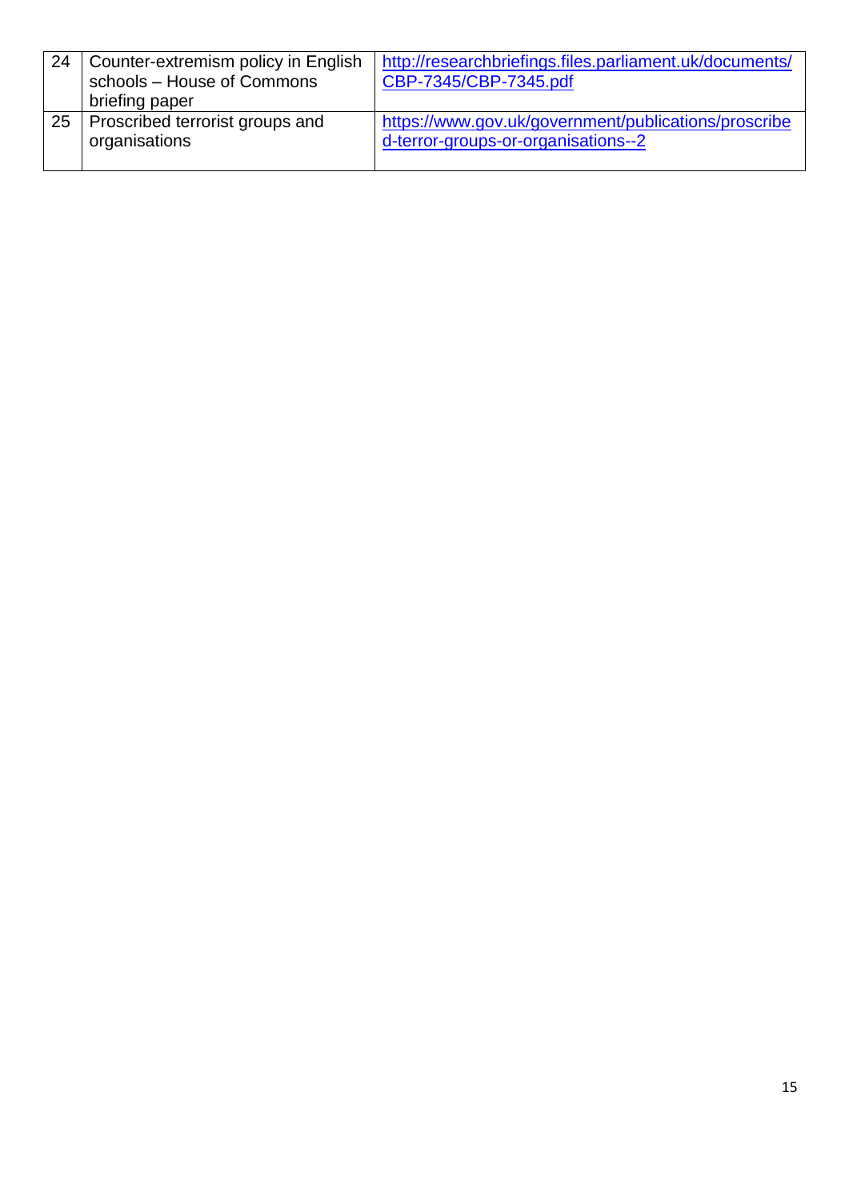| | | |
|---|---|---|
| 24 | Counter-extremism policy in English schools – House of Commons briefing paper | http://researchbriefings.files.parliament.uk/documents/CBP-7345/CBP-7345.pdf |
| 25 | Proscribed terrorist groups and organisations | https://www.gov.uk/government/publications/proscribed-terror-groups-or-organisations--2 |